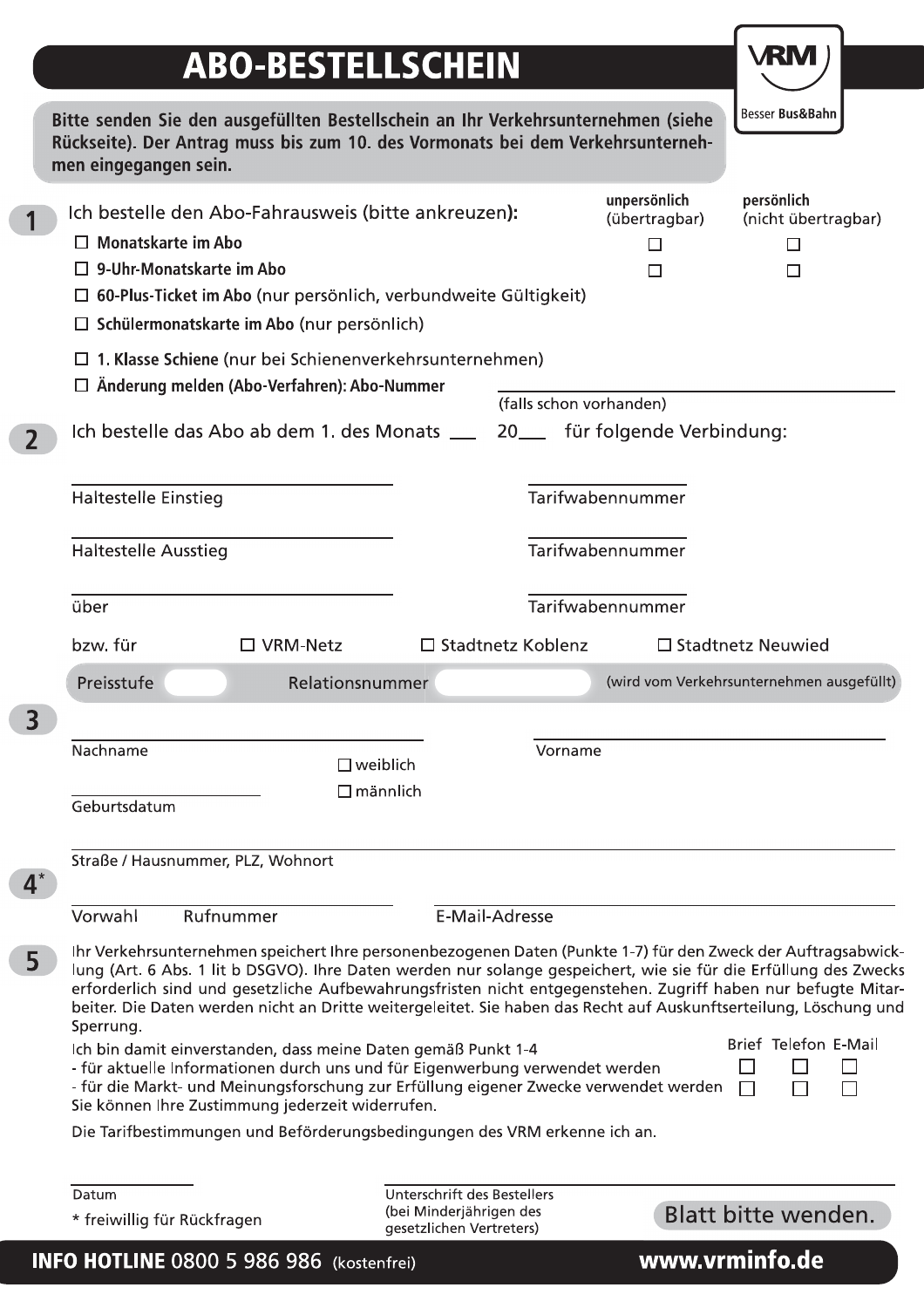# ABO-BESTELLSCHEIN

VRM – Besser **Bus&Bahn**

**Bitte senden Sie den ausgefüllten Bestellschein an Ihr Verkehrsunternehmen (siehe Rückseite). Der Antrag muss bis zum 10. des Vormonats bei dem Verkehrsunternehmen eingegangen sein.**

## 1

Ich bestelle den Abo-Fahrausweis (bitte ankreuzen):

| | unpersönlich (übertragbar) | persönlich (nicht übertragbar) |
|---|---|---|
| ☐ **Monatskarte im Abo** | ☐ | ☐ |
| ☐ **9-Uhr-Monatskarte im Abo** | ☐ | ☐ |

- ☐ **60-Plus-Ticket im Abo** (nur persönlich, verbundweite Gültigkeit)
- ☐ **Schülermonatskarte im Abo** (nur persönlich)
- ☐ **1. Klasse Schiene** (nur bei Schienenverkehrsunternehmen)
- ☐ **Änderung melden (Abo-Verfahren): Abo-Nummer** ____________________ (falls schon vorhanden)

## 2

Ich bestelle das Abo ab dem 1. des Monats ___ 20___ für folgende Verbindung:

| | |
|---|---|
| Haltestelle Einstieg | Tarifwabennummer |
| Haltestelle Ausstieg | Tarifwabennummer |
| über | Tarifwabennummer |

bzw. für ☐ VRM-Netz ☐ Stadtnetz Koblenz ☐ Stadtnetz Neuwied

Preisstufe ______ Relationsnummer ______ (wird vom Verkehrsunternehmen ausgefüllt)

## 3

Nachname ____________________ Vorname ____________________

☐ weiblich
☐ männlich

Geburtsdatum ____________________

Straße / Hausnummer, PLZ, Wohnort ____________________

## 4*

Vorwahl Rufnummer ____________________ E-Mail-Adresse ____________________

## 5

Ihr Verkehrsunternehmen speichert Ihre personenbezogenen Daten (Punkte 1-7) für den Zweck der Auftragsabwicklung (Art. 6 Abs. 1 lit b DSGVO). Ihre Daten werden nur solange gespeichert, wie sie für die Erfüllung des Zwecks erforderlich sind und gesetzliche Aufbewahrungsfristen nicht entgegenstehen. Zugriff haben nur befugte Mitarbeiter. Die Daten werden nicht an Dritte weitergeleitet. Sie haben das Recht auf Auskunftserteilung, Löschung und Sperrung.

| Ich bin damit einverstanden, dass meine Daten gemäß Punkt 1-4 | Brief | Telefon | E-Mail |
|---|---|---|---|
| - für aktuelle Informationen durch uns und für Eigenwerbung verwendet werden | ☐ | ☐ | ☐ |
| - für die Markt- und Meinungsforschung zur Erfüllung eigener Zwecke verwendet werden | ☐ | ☐ | ☐ |

Sie können Ihre Zustimmung jederzeit widerrufen.

Die Tarifbestimmungen und Beförderungsbedingungen des VRM erkenne ich an.

Datum ____________________ Unterschrift des Bestellers (bei Minderjährigen des gesetzlichen Vertreters) ____________________

* freiwillig für Rückfragen

Blatt bitte wenden.

**INFO HOTLINE** 0800 5 986 986 (kostenfrei) **www.vrminfo.de**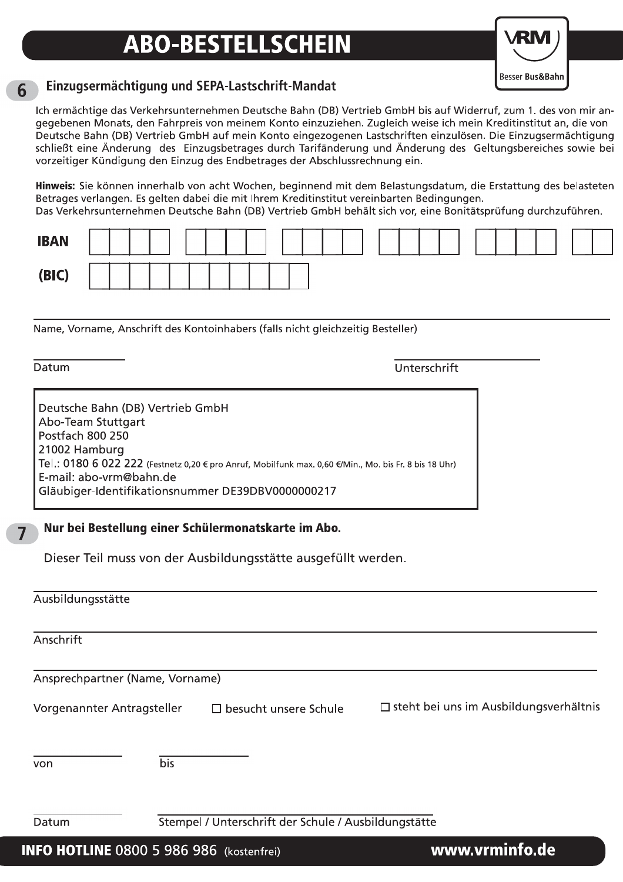# ABO-BESTELLSCHEIN

VRM
Besser **Bus&Bahn**

## 6 Einzugsermächtigung und SEPA-Lastschrift-Mandat

Ich ermächtige das Verkehrsunternehmen Deutsche Bahn (DB) Vertrieb GmbH bis auf Widerruf, zum 1. des von mir angegebenen Monats, den Fahrpreis von meinem Konto einzuziehen. Zugleich weise ich mein Kreditinstitut an, die von Deutsche Bahn (DB) Vertrieb GmbH auf mein Konto eingezogenen Lastschriften einzulösen. Die Einzugsermächtigung schließt eine Änderung des Einzugsbetrages durch Tarifänderung und Änderung des Geltungsbereiches sowie bei vorzeitiger Kündigung den Einzug des Endbetrages der Abschlussrechnung ein.

**Hinweis:** Sie können innerhalb von acht Wochen, beginnend mit dem Belastungsdatum, die Erstattung des belasteten Betrages verlangen. Es gelten dabei die mit Ihrem Kreditinstitut vereinbarten Bedingungen.
Das Verkehrsunternehmen Deutsche Bahn (DB) Vertrieb GmbH behält sich vor, eine Bonitätsprüfung durchzuführen.

**IBAN** ☐☐☐☐ ☐☐☐☐ ☐☐☐☐ ☐☐☐☐ ☐☐☐☐ ☐☐

**(BIC)** ☐☐☐☐☐☐☐☐☐☐☐

Name, Vorname, Anschrift des Kontoinhabers (falls nicht gleichzeitig Besteller)

Datum

Unterschrift

Deutsche Bahn (DB) Vertrieb GmbH
Abo-Team Stuttgart
Postfach 800 250
21002 Hamburg
Tel.: 0180 6 022 222 (Festnetz 0,20 € pro Anruf, Mobilfunk max. 0,60 €/Min., Mo. bis Fr. 8 bis 18 Uhr)
E-mail: abo-vrm@bahn.de
Gläubiger-Identifikationsnummer DE39DBV0000000217

## 7 Nur bei Bestellung einer Schülermonatskarte im Abo.

Dieser Teil muss von der Ausbildungsstätte ausgefüllt werden.

Ausbildungsstätte

Anschrift

Ansprechpartner (Name, Vorname)

Vorgenannter Antragsteller ☐ besucht unsere Schule ☐ steht bei uns im Ausbildungsverhältnis

von

bis

Datum

Stempel / Unterschrift der Schule / Ausbildungsstätte

**INFO HOTLINE** 0800 5 986 986 (kostenfrei) **www.vrminfo.de**